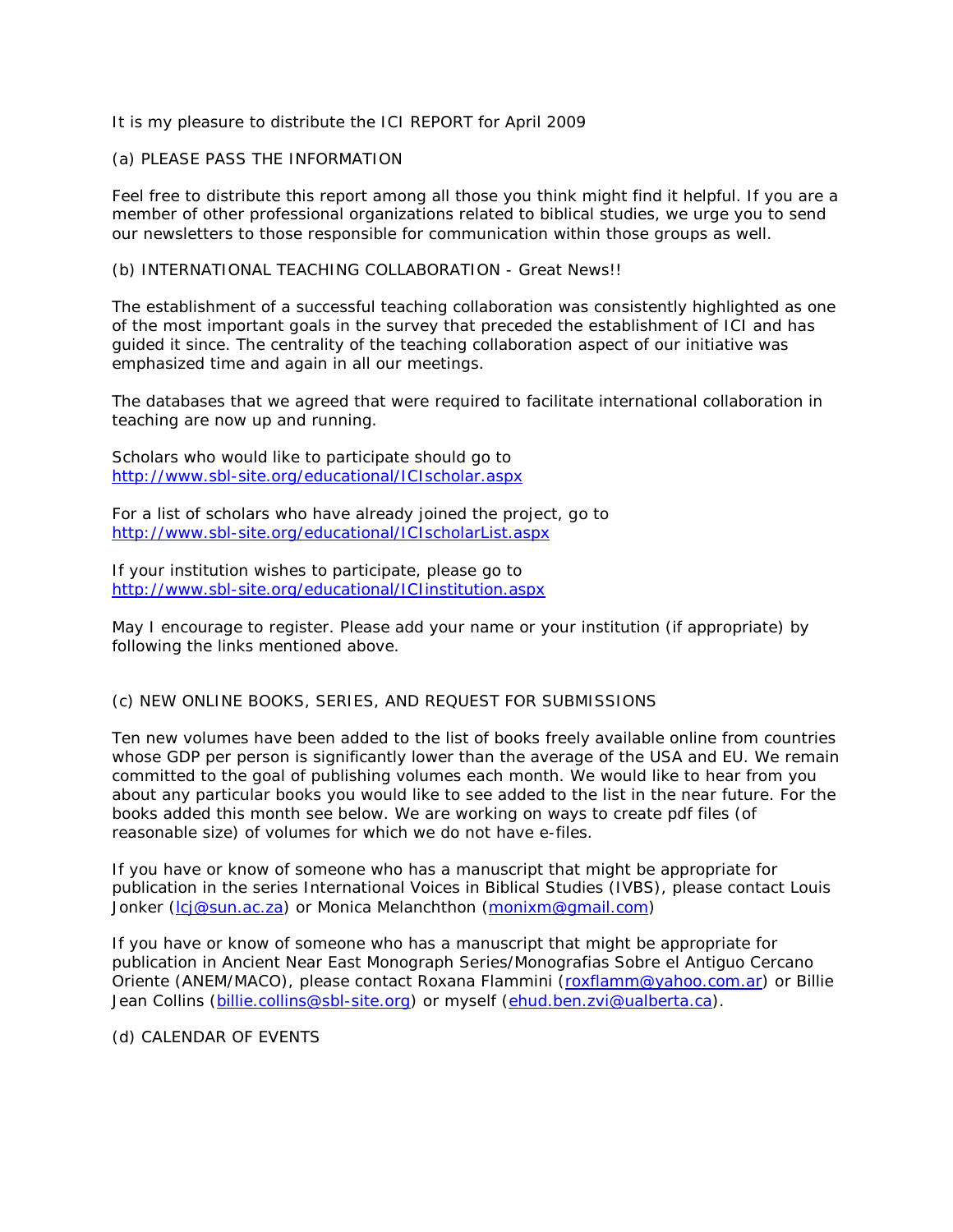It is my pleasure to distribute the ICI REPORT for April 2009

(a) PLEASE PASS THE INFORMATION

Feel free to distribute this report among all those you think might find it helpful. If you are a member of other professional organizations related to biblical studies, we urge you to send our newsletters to those responsible for communication within those groups as well.

(b) INTERNATIONAL TEACHING COLLABORATION - Great News!!

The establishment of a successful teaching collaboration was consistently highlighted as one of the most important goals in the survey that preceded the establishment of ICI and has guided it since. The centrality of the teaching collaboration aspect of our initiative was emphasized time and again in all our meetings.

The databases that we agreed that were required to facilitate international collaboration in teaching are now up and running.

Scholars who would like to participate should go to
http://www.sbl-site.org/educational/ICIscholar.aspx

For a list of scholars who have already joined the project, go to
http://www.sbl-site.org/educational/ICIscholarList.aspx

If your institution wishes to participate, please go to
http://www.sbl-site.org/educational/ICIinstitution.aspx

May I encourage to register. Please add your name or your institution (if appropriate) by following the links mentioned above.

(c) NEW ONLINE BOOKS, SERIES, AND REQUEST FOR SUBMISSIONS

Ten new volumes have been added to the list of books freely available online from countries whose GDP per person is significantly lower than the average of the USA and EU. We remain committed to the goal of publishing volumes each month. We would like to hear from you about any particular books you would like to see added to the list in the near future. For the books added this month see below. We are working on ways to create pdf files (of reasonable size) of volumes for which we do not have e-files.

If you have or know of someone who has a manuscript that might be appropriate for publication in the series International Voices in Biblical Studies (IVBS), please contact Louis Jonker (lcj@sun.ac.za) or Monica Melanchthon (monixm@gmail.com)

If you have or know of someone who has a manuscript that might be appropriate for publication in Ancient Near East Monograph Series/Monografias Sobre el Antiguo Cercano Oriente (ANEM/MACO), please contact Roxana Flammini (roxflamm@yahoo.com.ar) or Billie Jean Collins (billie.collins@sbl-site.org) or myself (ehud.ben.zvi@ualberta.ca).

(d) CALENDAR OF EVENTS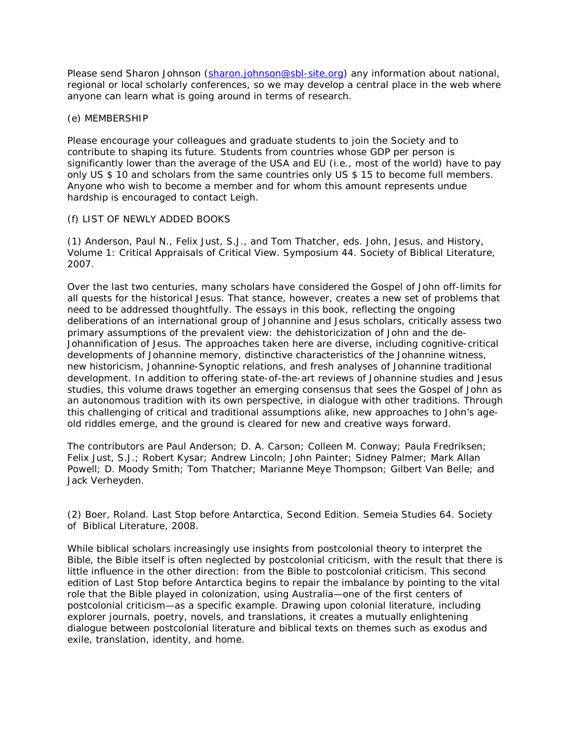Please send Sharon Johnson (sharon.johnson@sbl-site.org) any information about national, regional or local scholarly conferences, so we may develop a central place in the web where anyone can learn what is going around in terms of research.

(e) MEMBERSHIP

Please encourage your colleagues and graduate students to join the Society and to contribute to shaping its future. Students from countries whose GDP per person is significantly lower than the average of the USA and EU (i.e., most of the world) have to pay only US $ 10 and scholars from the same countries only US $ 15 to become full members. Anyone who wish to become a member and for whom this amount represents undue hardship is encouraged to contact Leigh.

(f) LIST OF NEWLY ADDED BOOKS

(1) Anderson, Paul N., Felix Just, S.J., and Tom Thatcher, eds. John, Jesus, and History, Volume 1: Critical Appraisals of Critical View. Symposium 44. Society of Biblical Literature, 2007.

Over the last two centuries, many scholars have considered the Gospel of John off-limits for all quests for the historical Jesus. That stance, however, creates a new set of problems that need to be addressed thoughtfully. The essays in this book, reflecting the ongoing deliberations of an international group of Johannine and Jesus scholars, critically assess two primary assumptions of the prevalent view: the dehistoricization of John and the de-Johannification of Jesus. The approaches taken here are diverse, including cognitive-critical developments of Johannine memory, distinctive characteristics of the Johannine witness, new historicism, Johannine-Synoptic relations, and fresh analyses of Johannine traditional development. In addition to offering state-of-the-art reviews of Johannine studies and Jesus studies, this volume draws together an emerging consensus that sees the Gospel of John as an autonomous tradition with its own perspective, in dialogue with other traditions. Through this challenging of critical and traditional assumptions alike, new approaches to John's age-old riddles emerge, and the ground is cleared for new and creative ways forward.

The contributors are Paul Anderson; D. A. Carson; Colleen M. Conway; Paula Fredriksen; Felix Just, S.J.; Robert Kysar; Andrew Lincoln; John Painter; Sidney Palmer; Mark Allan Powell; D. Moody Smith; Tom Thatcher; Marianne Meye Thompson; Gilbert Van Belle; and Jack Verheyden.

(2) Boer, Roland. Last Stop before Antarctica, Second Edition. Semeia Studies 64. Society of Biblical Literature, 2008.

While biblical scholars increasingly use insights from postcolonial theory to interpret the Bible, the Bible itself is often neglected by postcolonial criticism, with the result that there is little influence in the other direction: from the Bible to postcolonial criticism. This second edition of Last Stop before Antarctica begins to repair the imbalance by pointing to the vital role that the Bible played in colonization, using Australia—one of the first centers of postcolonial criticism—as a specific example. Drawing upon colonial literature, including explorer journals, poetry, novels, and translations, it creates a mutually enlightening dialogue between postcolonial literature and biblical texts on themes such as exodus and exile, translation, identity, and home.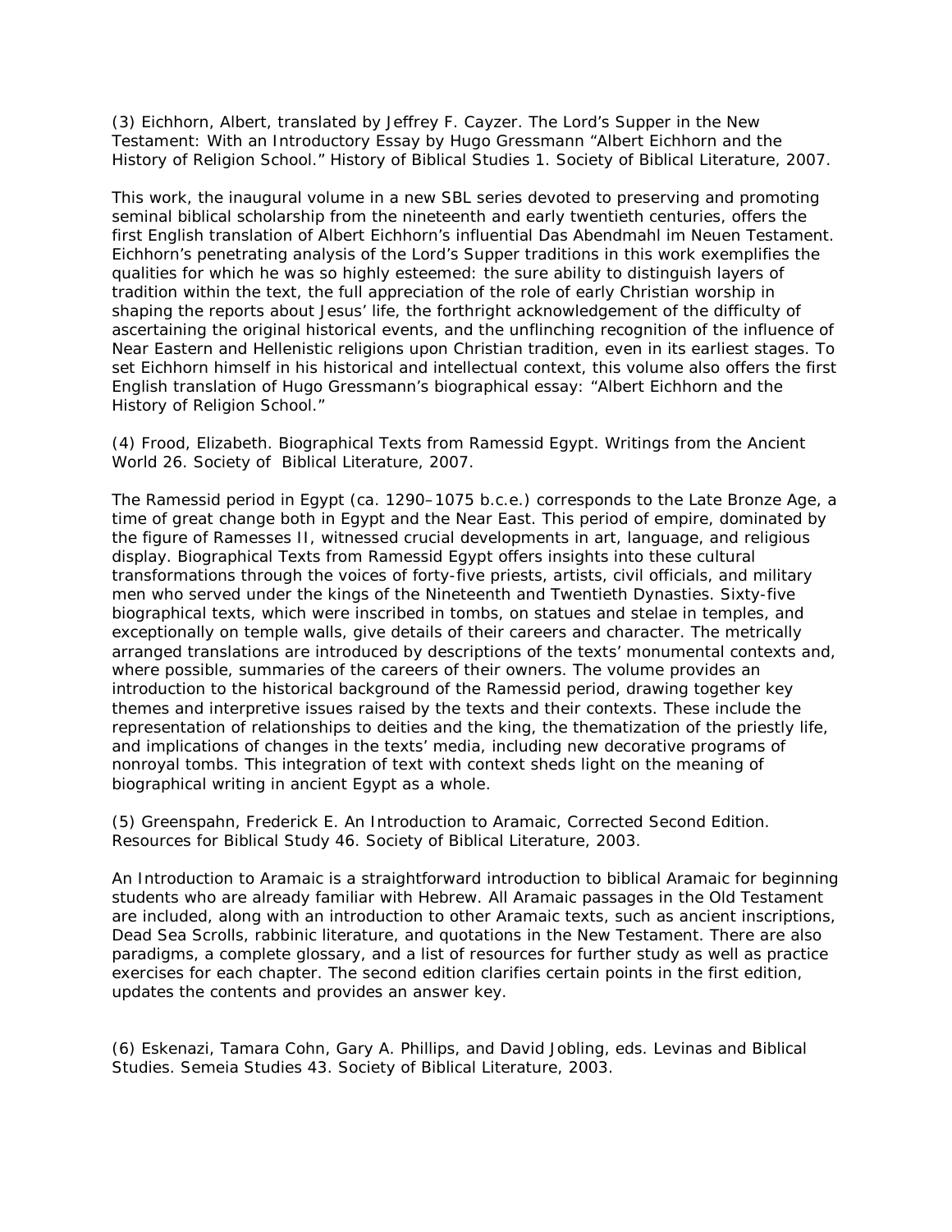(3) Eichhorn, Albert, translated by Jeffrey F. Cayzer. The Lord's Supper in the New Testament: With an Introductory Essay by Hugo Gressmann "Albert Eichhorn and the History of Religion School." History of Biblical Studies 1. Society of Biblical Literature, 2007.

This work, the inaugural volume in a new SBL series devoted to preserving and promoting seminal biblical scholarship from the nineteenth and early twentieth centuries, offers the first English translation of Albert Eichhorn's influential Das Abendmahl im Neuen Testament. Eichhorn's penetrating analysis of the Lord's Supper traditions in this work exemplifies the qualities for which he was so highly esteemed: the sure ability to distinguish layers of tradition within the text, the full appreciation of the role of early Christian worship in shaping the reports about Jesus' life, the forthright acknowledgement of the difficulty of ascertaining the original historical events, and the unflinching recognition of the influence of Near Eastern and Hellenistic religions upon Christian tradition, even in its earliest stages. To set Eichhorn himself in his historical and intellectual context, this volume also offers the first English translation of Hugo Gressmann's biographical essay: "Albert Eichhorn and the History of Religion School."

(4) Frood, Elizabeth. Biographical Texts from Ramessid Egypt. Writings from the Ancient World 26. Society of Biblical Literature, 2007.

The Ramessid period in Egypt (ca. 1290–1075 b.c.e.) corresponds to the Late Bronze Age, a time of great change both in Egypt and the Near East. This period of empire, dominated by the figure of Ramesses II, witnessed crucial developments in art, language, and religious display. Biographical Texts from Ramessid Egypt offers insights into these cultural transformations through the voices of forty-five priests, artists, civil officials, and military men who served under the kings of the Nineteenth and Twentieth Dynasties. Sixty-five biographical texts, which were inscribed in tombs, on statues and stelae in temples, and exceptionally on temple walls, give details of their careers and character. The metrically arranged translations are introduced by descriptions of the texts' monumental contexts and, where possible, summaries of the careers of their owners. The volume provides an introduction to the historical background of the Ramessid period, drawing together key themes and interpretive issues raised by the texts and their contexts. These include the representation of relationships to deities and the king, the thematization of the priestly life, and implications of changes in the texts' media, including new decorative programs of nonroyal tombs. This integration of text with context sheds light on the meaning of biographical writing in ancient Egypt as a whole.

(5) Greenspahn, Frederick E. An Introduction to Aramaic, Corrected Second Edition. Resources for Biblical Study 46. Society of Biblical Literature, 2003.

An Introduction to Aramaic is a straightforward introduction to biblical Aramaic for beginning students who are already familiar with Hebrew. All Aramaic passages in the Old Testament are included, along with an introduction to other Aramaic texts, such as ancient inscriptions, Dead Sea Scrolls, rabbinic literature, and quotations in the New Testament. There are also paradigms, a complete glossary, and a list of resources for further study as well as practice exercises for each chapter. The second edition clarifies certain points in the first edition, updates the contents and provides an answer key.

(6) Eskenazi, Tamara Cohn, Gary A. Phillips, and David Jobling, eds. Levinas and Biblical Studies. Semeia Studies 43. Society of Biblical Literature, 2003.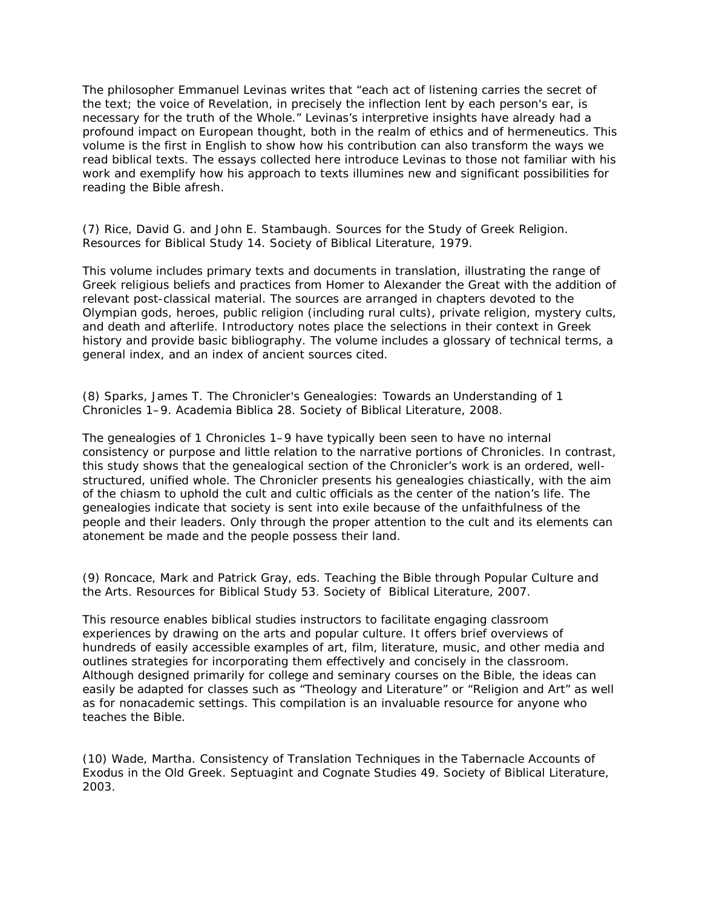The philosopher Emmanuel Levinas writes that "each act of listening carries the secret of the text; the voice of Revelation, in precisely the inflection lent by each person's ear, is necessary for the truth of the Whole." Levinas's interpretive insights have already had a profound impact on European thought, both in the realm of ethics and of hermeneutics. This volume is the first in English to show how his contribution can also transform the ways we read biblical texts. The essays collected here introduce Levinas to those not familiar with his work and exemplify how his approach to texts illumines new and significant possibilities for reading the Bible afresh.

(7) Rice, David G. and John E. Stambaugh. Sources for the Study of Greek Religion. Resources for Biblical Study 14. Society of Biblical Literature, 1979.

This volume includes primary texts and documents in translation, illustrating the range of Greek religious beliefs and practices from Homer to Alexander the Great with the addition of relevant post-classical material. The sources are arranged in chapters devoted to the Olympian gods, heroes, public religion (including rural cults), private religion, mystery cults, and death and afterlife. Introductory notes place the selections in their context in Greek history and provide basic bibliography. The volume includes a glossary of technical terms, a general index, and an index of ancient sources cited.

(8) Sparks, James T. The Chronicler's Genealogies: Towards an Understanding of 1 Chronicles 1–9. Academia Biblica 28. Society of Biblical Literature, 2008.

The genealogies of 1 Chronicles 1–9 have typically been seen to have no internal consistency or purpose and little relation to the narrative portions of Chronicles. In contrast, this study shows that the genealogical section of the Chronicler's work is an ordered, well-structured, unified whole. The Chronicler presents his genealogies chiastically, with the aim of the chiasm to uphold the cult and cultic officials as the center of the nation's life. The genealogies indicate that society is sent into exile because of the unfaithfulness of the people and their leaders. Only through the proper attention to the cult and its elements can atonement be made and the people possess their land.

(9) Roncace, Mark and Patrick Gray, eds. Teaching the Bible through Popular Culture and the Arts. Resources for Biblical Study 53. Society of Biblical Literature, 2007.

This resource enables biblical studies instructors to facilitate engaging classroom experiences by drawing on the arts and popular culture. It offers brief overviews of hundreds of easily accessible examples of art, film, literature, music, and other media and outlines strategies for incorporating them effectively and concisely in the classroom. Although designed primarily for college and seminary courses on the Bible, the ideas can easily be adapted for classes such as "Theology and Literature" or "Religion and Art" as well as for nonacademic settings. This compilation is an invaluable resource for anyone who teaches the Bible.

(10) Wade, Martha. Consistency of Translation Techniques in the Tabernacle Accounts of Exodus in the Old Greek. Septuagint and Cognate Studies 49. Society of Biblical Literature, 2003.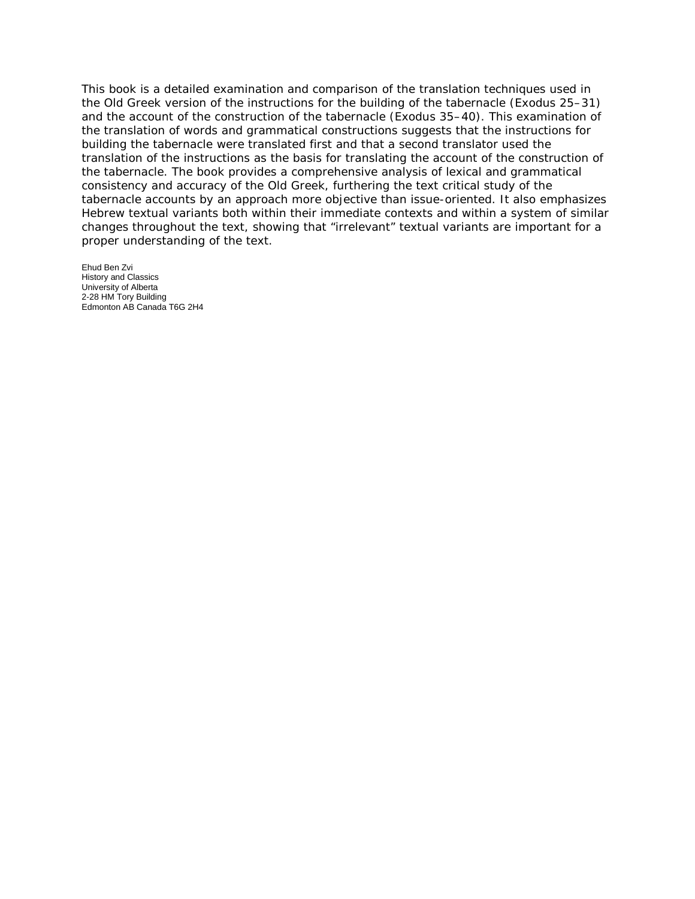This book is a detailed examination and comparison of the translation techniques used in the Old Greek version of the instructions for the building of the tabernacle (Exodus 25–31) and the account of the construction of the tabernacle (Exodus 35–40). This examination of the translation of words and grammatical constructions suggests that the instructions for building the tabernacle were translated first and that a second translator used the translation of the instructions as the basis for translating the account of the construction of the tabernacle. The book provides a comprehensive analysis of lexical and grammatical consistency and accuracy of the Old Greek, furthering the text critical study of the tabernacle accounts by an approach more objective than issue-oriented. It also emphasizes Hebrew textual variants both within their immediate contexts and within a system of similar changes throughout the text, showing that “irrelevant” textual variants are important for a proper understanding of the text.

Ehud Ben Zvi
History and Classics
University of Alberta
2-28 HM Tory Building
Edmonton AB Canada T6G 2H4